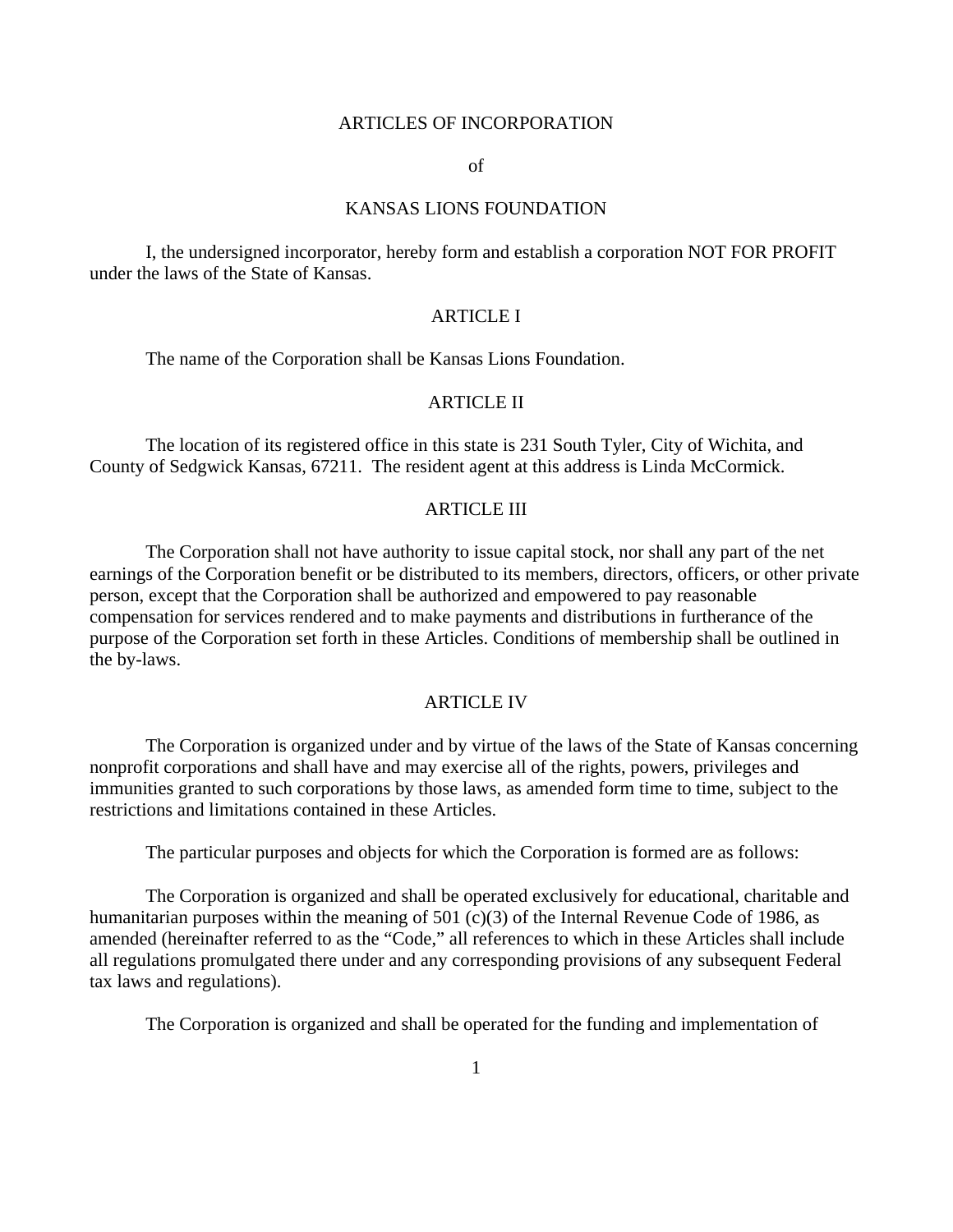# ARTICLES OF INCORPORATION

of

# KANSAS LIONS FOUNDATION

I, the undersigned incorporator, hereby form and establish a corporation NOT FOR PROFIT under the laws of the State of Kansas.

## ARTICLE I

The name of the Corporation shall be Kansas Lions Foundation.

## ARTICLE II

The location of its registered office in this state is 231 South Tyler, City of Wichita, and County of Sedgwick Kansas, 67211. The resident agent at this address is Linda McCormick.

## ARTICLE III

The Corporation shall not have authority to issue capital stock, nor shall any part of the net earnings of the Corporation benefit or be distributed to its members, directors, officers, or other private person, except that the Corporation shall be authorized and empowered to pay reasonable compensation for services rendered and to make payments and distributions in furtherance of the purpose of the Corporation set forth in these Articles. Conditions of membership shall be outlined in the by-laws.

## ARTICLE IV

The Corporation is organized under and by virtue of the laws of the State of Kansas concerning nonprofit corporations and shall have and may exercise all of the rights, powers, privileges and immunities granted to such corporations by those laws, as amended form time to time, subject to the restrictions and limitations contained in these Articles.

The particular purposes and objects for which the Corporation is formed are as follows:

The Corporation is organized and shall be operated exclusively for educational, charitable and humanitarian purposes within the meaning of 501 (c)(3) of the Internal Revenue Code of 1986, as amended (hereinafter referred to as the "Code," all references to which in these Articles shall include all regulations promulgated there under and any corresponding provisions of any subsequent Federal tax laws and regulations).

The Corporation is organized and shall be operated for the funding and implementation of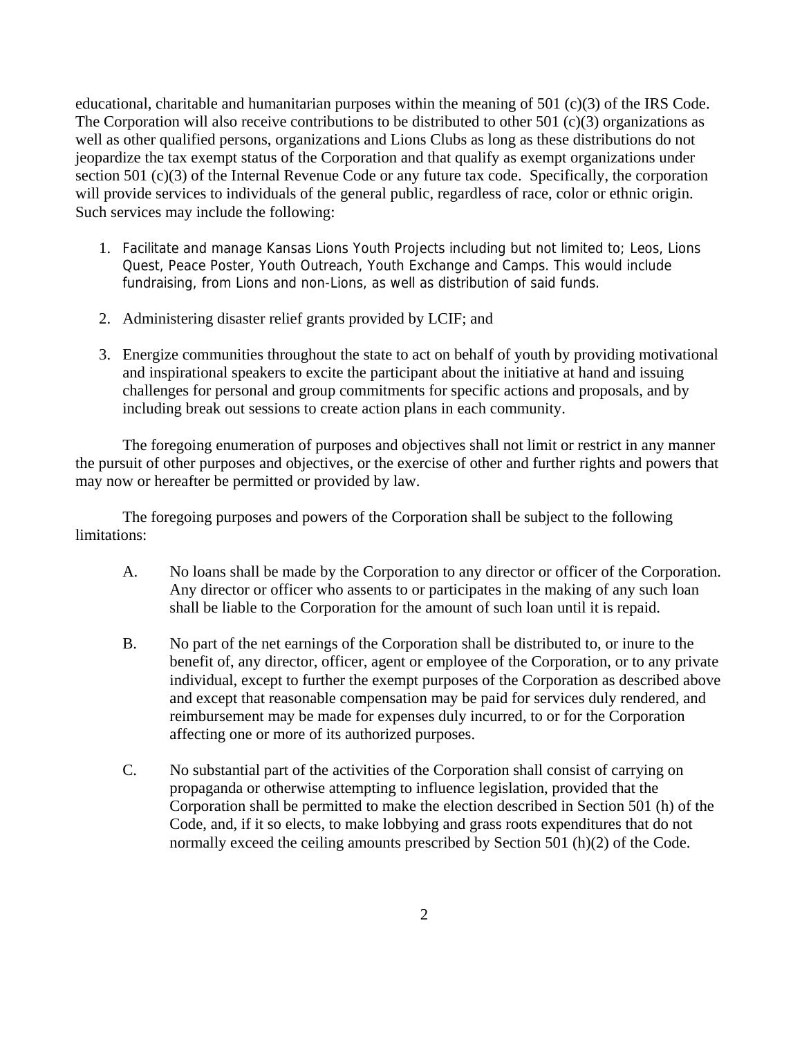educational, charitable and humanitarian purposes within the meaning of 501 (c)(3) of the IRS Code. The Corporation will also receive contributions to be distributed to other 501 (c)(3) organizations as well as other qualified persons, organizations and Lions Clubs as long as these distributions do not jeopardize the tax exempt status of the Corporation and that qualify as exempt organizations under section 501 (c)(3) of the Internal Revenue Code or any future tax code. Specifically, the corporation will provide services to individuals of the general public, regardless of race, color or ethnic origin. Such services may include the following:

1. Facilitate and manage Kansas Lions Youth Projects including but not limited to; Leos, Lions Quest, Peace Poster, Youth Outreach, Youth Exchange and Camps. This would include fundraising, from Lions and non-Lions, as well as distribution of said funds.

2. Administering disaster relief grants provided by LCIF; and

3. Energize communities throughout the state to act on behalf of youth by providing motivational and inspirational speakers to excite the participant about the initiative at hand and issuing challenges for personal and group commitments for specific actions and proposals, and by including break out sessions to create action plans in each community.

The foregoing enumeration of purposes and objectives shall not limit or restrict in any manner the pursuit of other purposes and objectives, or the exercise of other and further rights and powers that may now or hereafter be permitted or provided by law.

The foregoing purposes and powers of the Corporation shall be subject to the following limitations:

A. No loans shall be made by the Corporation to any director or officer of the Corporation. Any director or officer who assents to or participates in the making of any such loan shall be liable to the Corporation for the amount of such loan until it is repaid.

B. No part of the net earnings of the Corporation shall be distributed to, or inure to the benefit of, any director, officer, agent or employee of the Corporation, or to any private individual, except to further the exempt purposes of the Corporation as described above and except that reasonable compensation may be paid for services duly rendered, and reimbursement may be made for expenses duly incurred, to or for the Corporation affecting one or more of its authorized purposes.

C. No substantial part of the activities of the Corporation shall consist of carrying on propaganda or otherwise attempting to influence legislation, provided that the Corporation shall be permitted to make the election described in Section 501 (h) of the Code, and, if it so elects, to make lobbying and grass roots expenditures that do not normally exceed the ceiling amounts prescribed by Section 501 (h)(2) of the Code.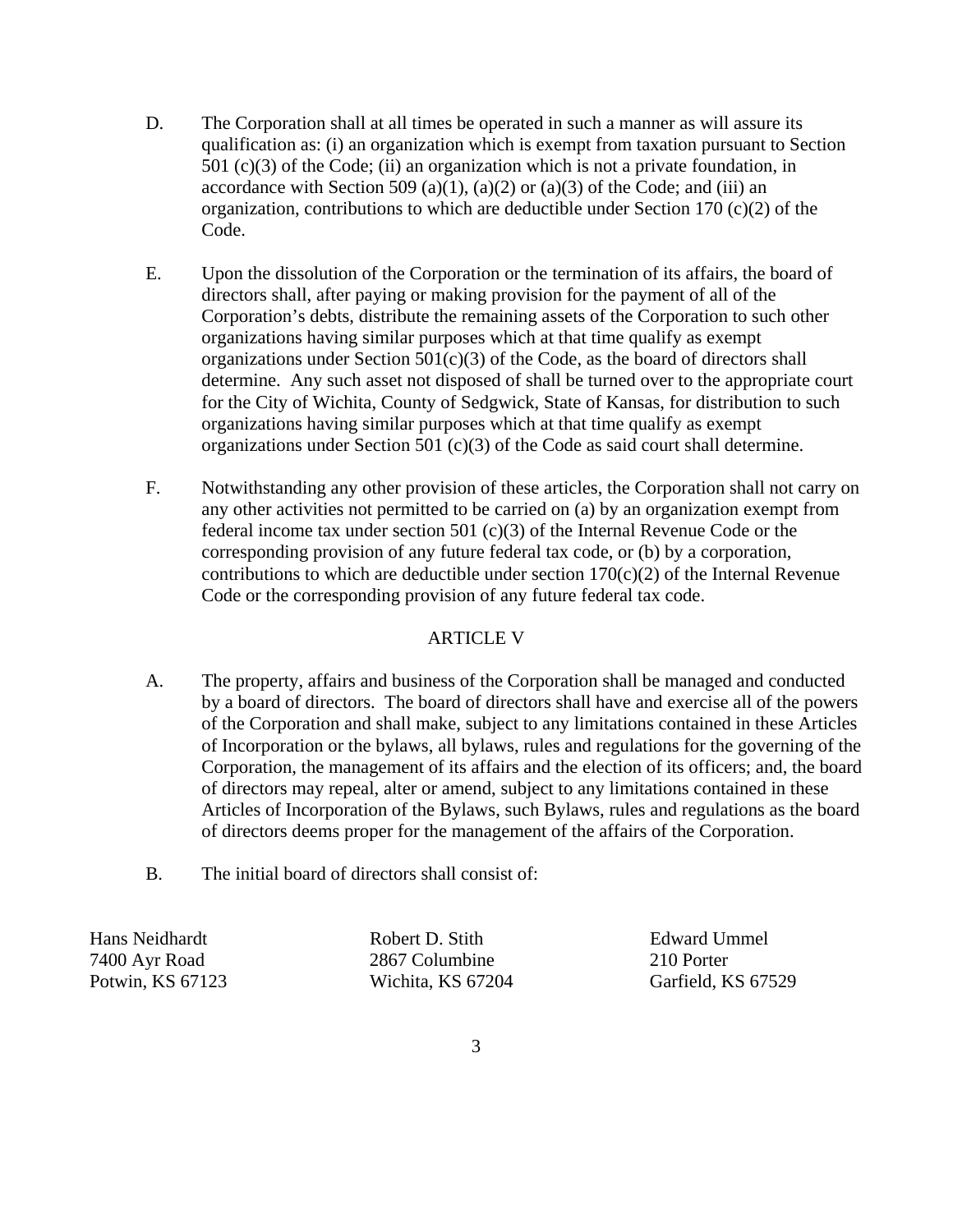D. The Corporation shall at all times be operated in such a manner as will assure its qualification as: (i) an organization which is exempt from taxation pursuant to Section 501 (c)(3) of the Code; (ii) an organization which is not a private foundation, in accordance with Section 509 (a)(1), (a)(2) or (a)(3) of the Code; and (iii) an organization, contributions to which are deductible under Section 170 (c)(2) of the Code.

E. Upon the dissolution of the Corporation or the termination of its affairs, the board of directors shall, after paying or making provision for the payment of all of the Corporation's debts, distribute the remaining assets of the Corporation to such other organizations having similar purposes which at that time qualify as exempt organizations under Section 501(c)(3) of the Code, as the board of directors shall determine. Any such asset not disposed of shall be turned over to the appropriate court for the City of Wichita, County of Sedgwick, State of Kansas, for distribution to such organizations having similar purposes which at that time qualify as exempt organizations under Section 501 (c)(3) of the Code as said court shall determine.

F. Notwithstanding any other provision of these articles, the Corporation shall not carry on any other activities not permitted to be carried on (a) by an organization exempt from federal income tax under section 501 (c)(3) of the Internal Revenue Code or the corresponding provision of any future federal tax code, or (b) by a corporation, contributions to which are deductible under section 170(c)(2) of the Internal Revenue Code or the corresponding provision of any future federal tax code.

## ARTICLE V

A. The property, affairs and business of the Corporation shall be managed and conducted by a board of directors. The board of directors shall have and exercise all of the powers of the Corporation and shall make, subject to any limitations contained in these Articles of Incorporation or the bylaws, all bylaws, rules and regulations for the governing of the Corporation, the management of its affairs and the election of its officers; and, the board of directors may repeal, alter or amend, subject to any limitations contained in these Articles of Incorporation of the Bylaws, such Bylaws, rules and regulations as the board of directors deems proper for the management of the affairs of the Corporation.

B. The initial board of directors shall consist of:

Hans Neidhardt
7400 Ayr Road
Potwin, KS 67123

Robert D. Stith
2867 Columbine
Wichita, KS 67204

Edward Ummel
210 Porter
Garfield, KS 67529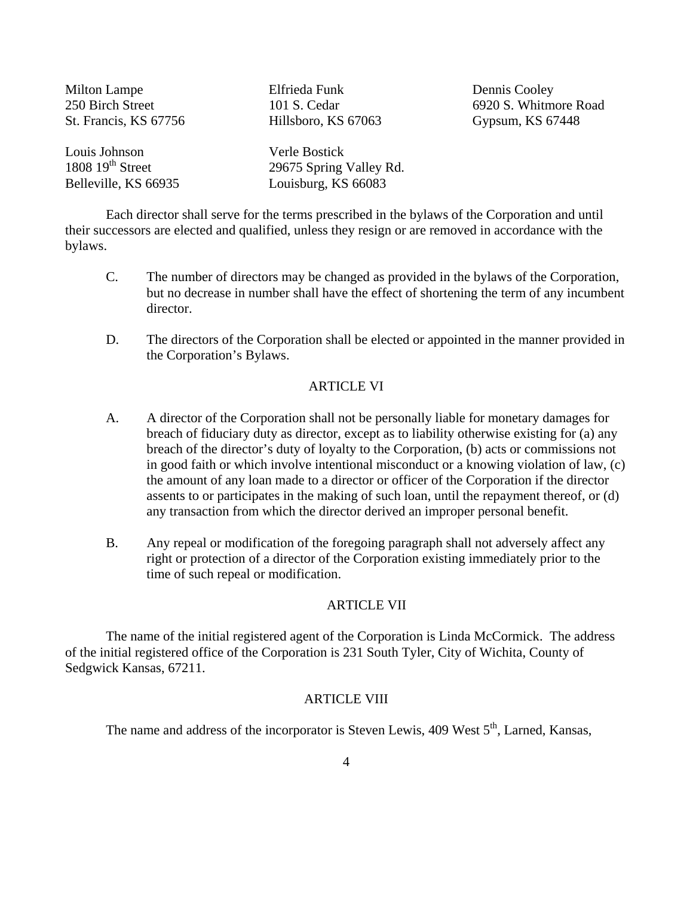Milton Lampe
250 Birch Street
St. Francis, KS 67756

Elfrieda Funk
101 S. Cedar
Hillsboro, KS 67063

Dennis Cooley
6920 S. Whitmore Road
Gypsum, KS 67448

Louis Johnson
1808 19th Street
Belleville, KS 66935

Verle Bostick
29675 Spring Valley Rd.
Louisburg, KS 66083

Each director shall serve for the terms prescribed in the bylaws of the Corporation and until their successors are elected and qualified, unless they resign or are removed in accordance with the bylaws.

C. The number of directors may be changed as provided in the bylaws of the Corporation, but no decrease in number shall have the effect of shortening the term of any incumbent director.

D. The directors of the Corporation shall be elected or appointed in the manner provided in the Corporation's Bylaws.

## ARTICLE VI

A. A director of the Corporation shall not be personally liable for monetary damages for breach of fiduciary duty as director, except as to liability otherwise existing for (a) any breach of the director's duty of loyalty to the Corporation, (b) acts or commissions not in good faith or which involve intentional misconduct or a knowing violation of law, (c) the amount of any loan made to a director or officer of the Corporation if the director assents to or participates in the making of such loan, until the repayment thereof, or (d) any transaction from which the director derived an improper personal benefit.

B. Any repeal or modification of the foregoing paragraph shall not adversely affect any right or protection of a director of the Corporation existing immediately prior to the time of such repeal or modification.

## ARTICLE VII

The name of the initial registered agent of the Corporation is Linda McCormick. The address of the initial registered office of the Corporation is 231 South Tyler, City of Wichita, County of Sedgwick Kansas, 67211.

## ARTICLE VIII

The name and address of the incorporator is Steven Lewis, 409 West 5th, Larned, Kansas,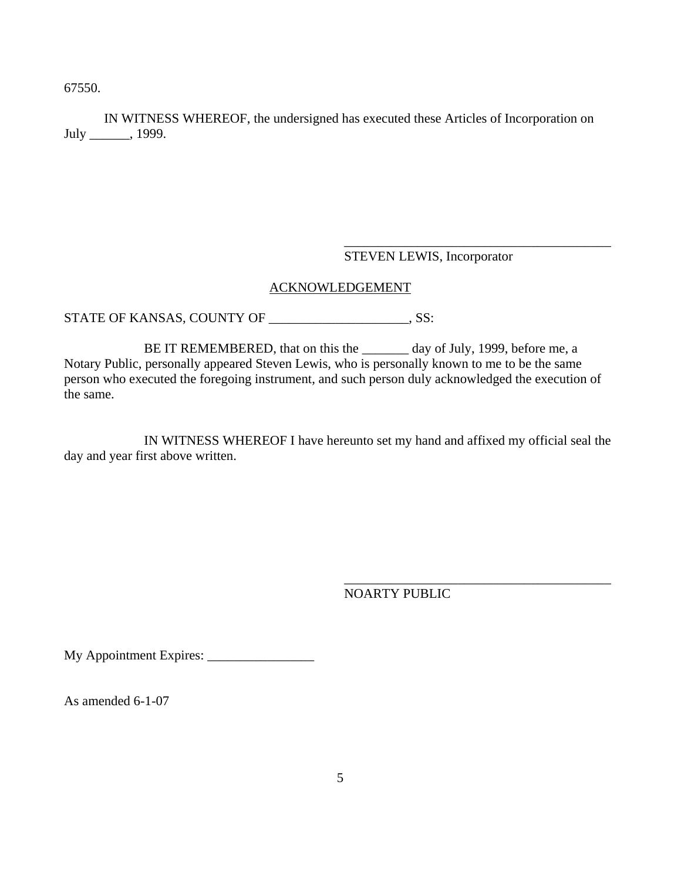67550.

IN WITNESS WHEREOF, the undersigned has executed these Articles of Incorporation on July ______, 1999.

_________________________________________
STEVEN LEWIS, Incorporator

ACKNOWLEDGEMENT

STATE OF KANSAS, COUNTY OF _____________________, SS:

BE IT REMEMBERED, that on this the _______ day of July, 1999, before me, a Notary Public, personally appeared Steven Lewis, who is personally known to me to be the same person who executed the foregoing instrument, and such person duly acknowledged the execution of the same.

IN WITNESS WHEREOF I have hereunto set my hand and affixed my official seal the day and year first above written.

_________________________________________
NOARTY PUBLIC

My Appointment Expires: ________________

As amended 6-1-07